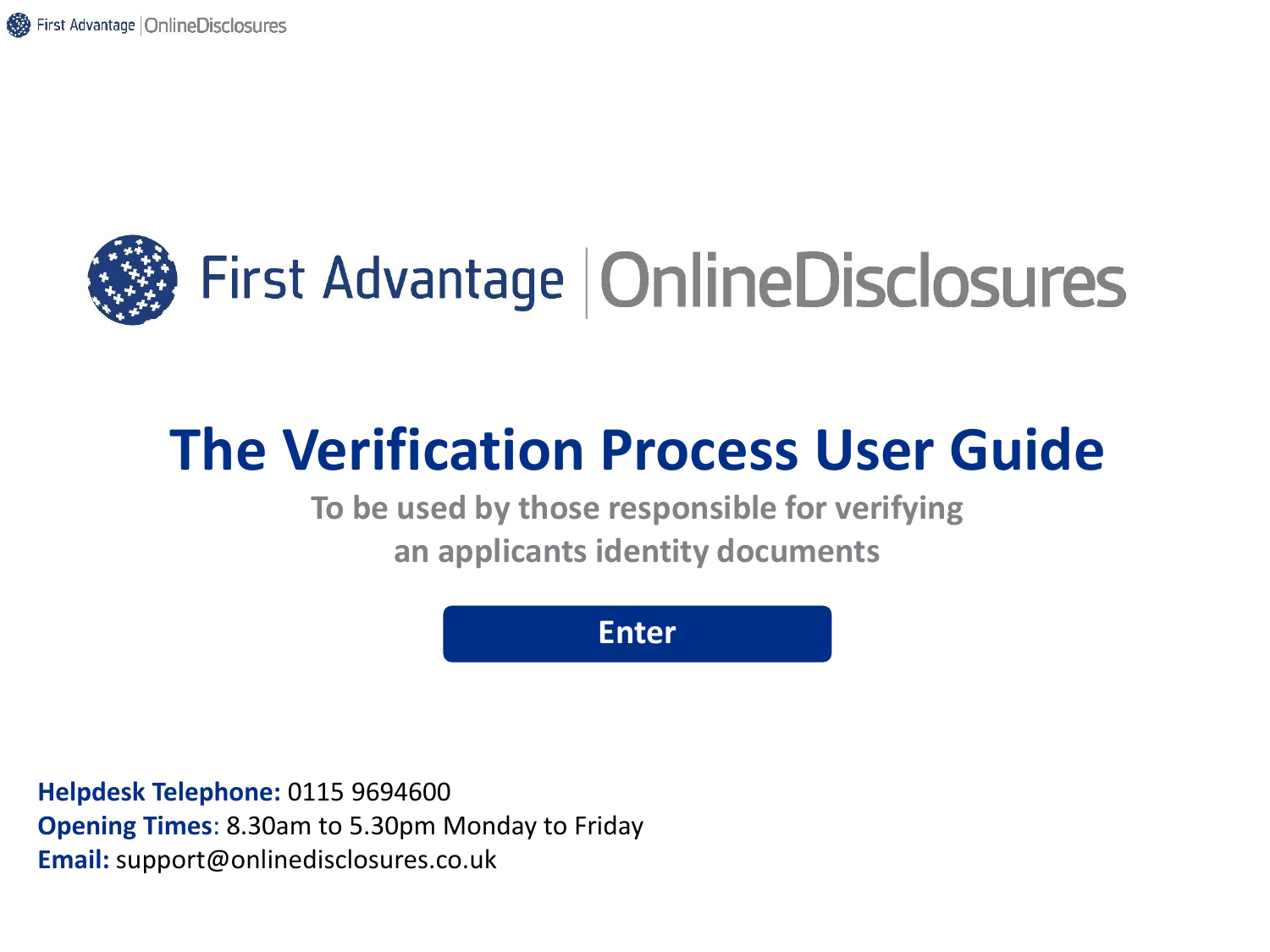First Advantage | OnlineDisclosures

# The Verification Process User Guide

**To be used by those responsible for verifying an applicants identity documents**

**Enter**

**Helpdesk Telephone:** 0115 9694600
**Opening Times**: 8.30am to 5.30pm Monday to Friday
**Email:** support@onlinedisclosures.co.uk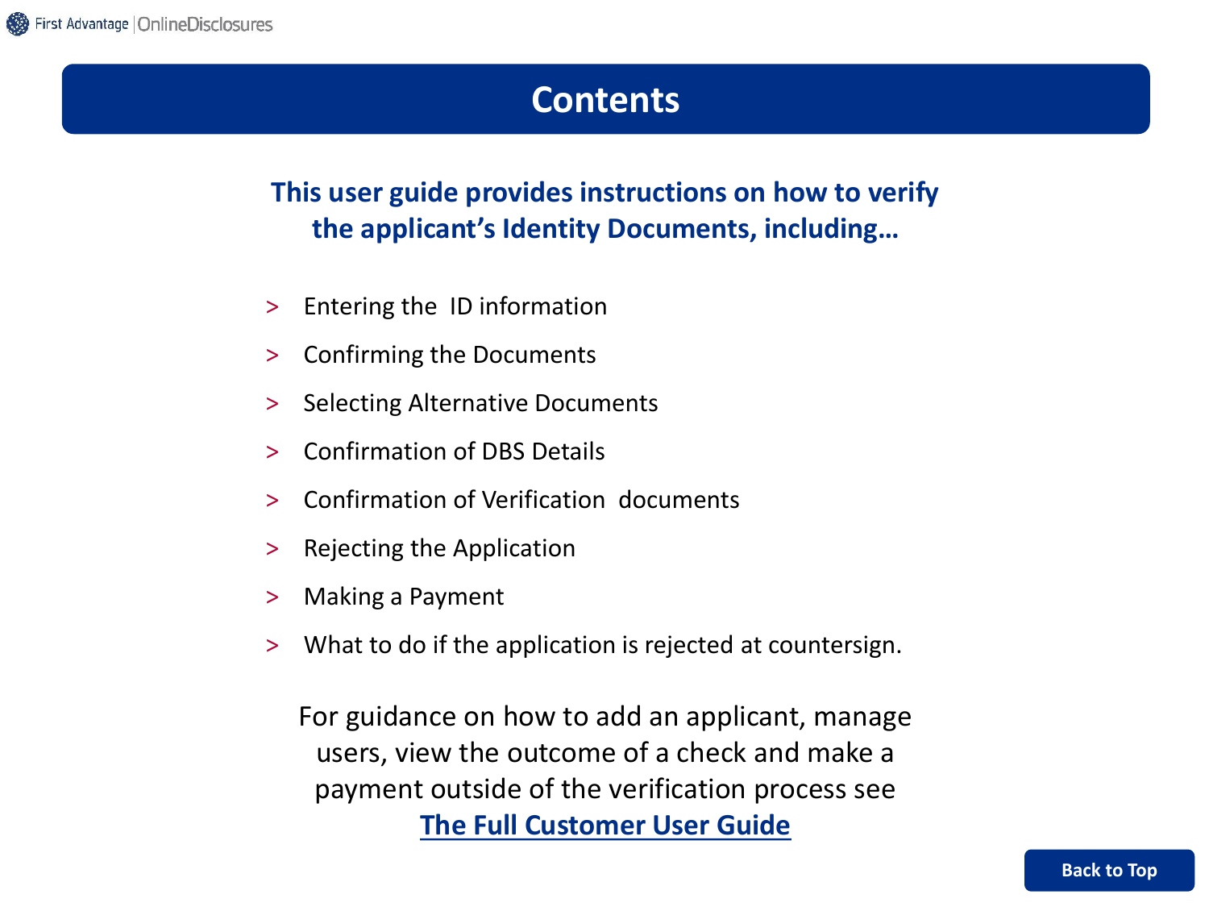# Contents

**This user guide provides instructions on how to verify the applicant's Identity Documents, including…**

- Entering the ID information
- Confirming the Documents
- Selecting Alternative Documents
- Confirmation of DBS Details
- Confirmation of Verification documents
- Rejecting the Application
- Making a Payment
- What to do if the application is rejected at countersign.

For guidance on how to add an applicant, manage users, view the outcome of a check and make a payment outside of the verification process see **The Full Customer User Guide**

Back to Top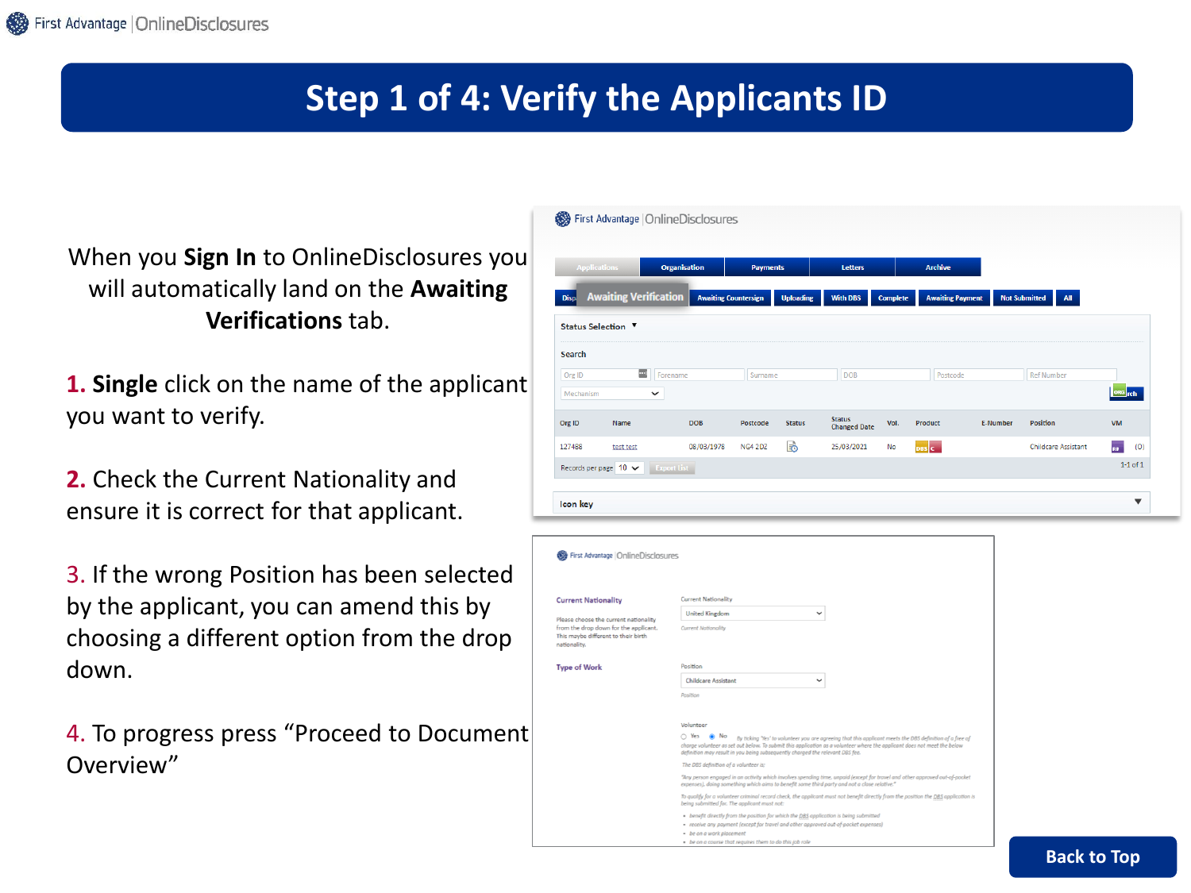# Step 1 of 4: Verify the Applicants ID

When you **Sign In** to OnlineDisclosures you will automatically land on the **Awaiting Verifications** tab.

1. **Single** click on the name of the applicant you want to verify.

2. Check the Current Nationality and ensure it is correct for that applicant.

3. If the wrong Position has been selected by the applicant, you can amend this by choosing a different option from the drop down.

4. To progress press "Proceed to Document Overview"

Back to Top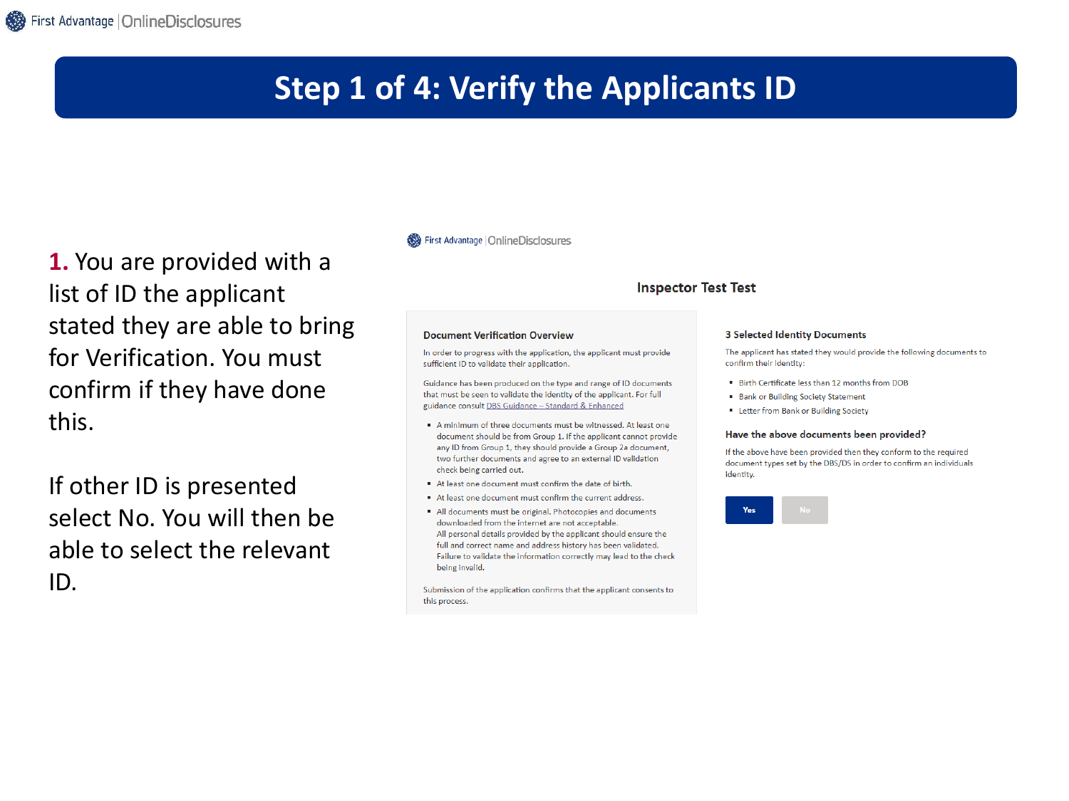# Step 1 of 4: Verify the Applicants ID

**1.** You are provided with a list of ID the applicant stated they are able to bring for Verification. You must confirm if they have done this.

If other ID is presented select No. You will then be able to select the relevant ID.

First Advantage | OnlineDisclosures

**Inspector Test Test**

**Document Verification Overview**

In order to progress with the application, the applicant must provide sufficient ID to validate their application.

Guidance has been produced on the type and range of ID documents that must be seen to validate the identity of the applicant. For full guidance consult DBS Guidance – Standard & Enhanced

- A minimum of three documents must be witnessed. At least one document should be from Group 1. If the applicant cannot provide any ID from Group 1, they should provide a Group 2a document, two further documents and agree to an external ID validation check being carried out.
- At least one document must confirm the date of birth.
- At least one document must confirm the current address.
- All documents must be original. Photocopies and documents downloaded from the internet are not acceptable.
  All personal details provided by the applicant should ensure the full and correct name and address history has been validated. Failure to validate the information correctly may lead to the check being invalid.

Submission of the application confirms that the applicant consents to this process.

**3 Selected Identity Documents**

The applicant has stated they would provide the following documents to confirm their identity:

- Birth Certificate less than 12 months from DOB
- Bank or Building Society Statement
- Letter from Bank or Building Society

**Have the above documents been provided?**

If the above have been provided then they conform to the required document types set by the DBS/DS in order to confirm an individuals identity.

Yes | No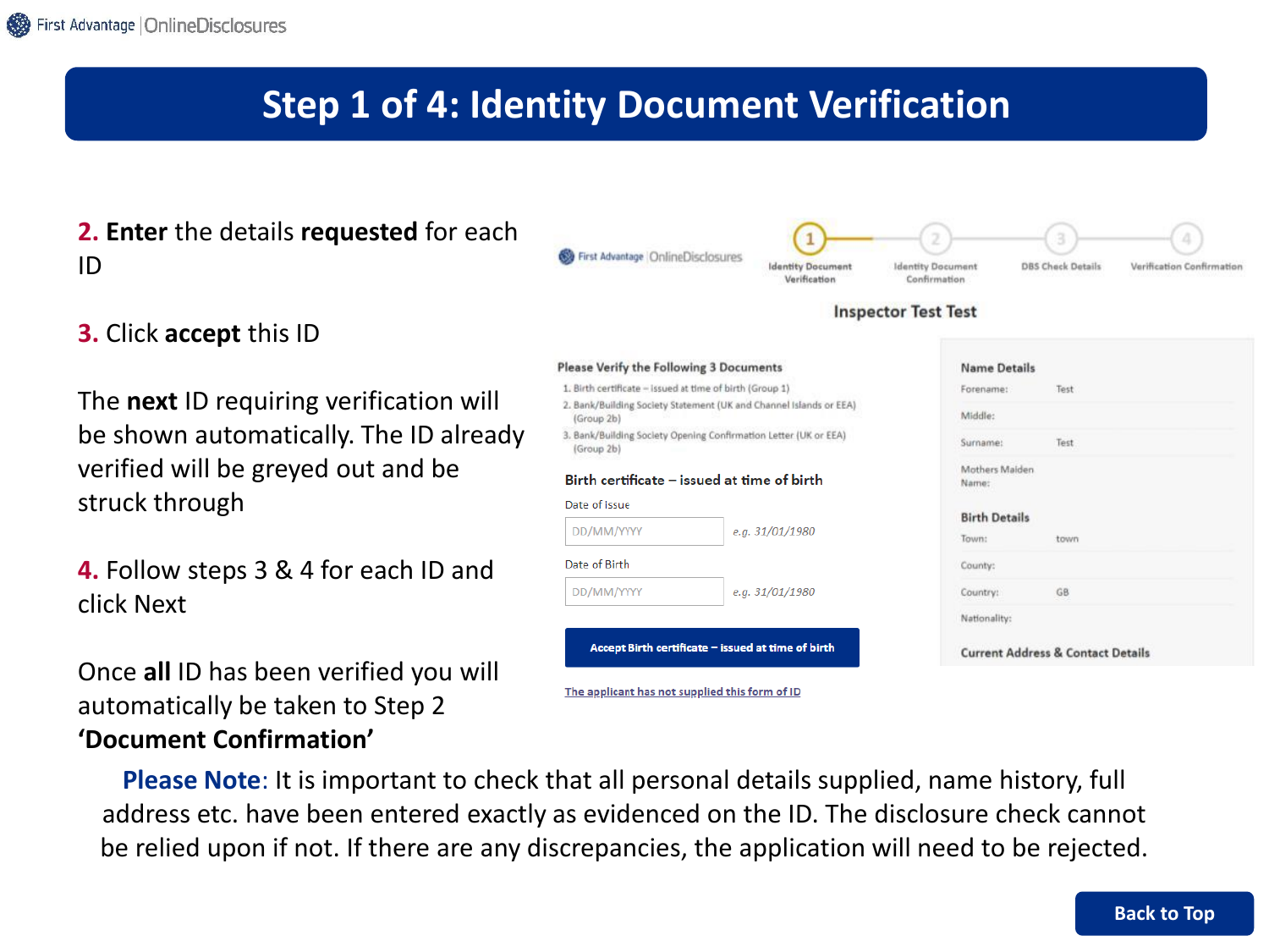# Step 1 of 4: Identity Document Verification

**2. Enter** the details **requested** for each ID

**3.** Click **accept** this ID

The **next** ID requiring verification will be shown automatically. The ID already verified will be greyed out and be struck through

**4.** Follow steps 3 & 4 for each ID and click Next

Once **all** ID has been verified you will automatically be taken to Step 2 **'Document Confirmation'**

1 Identity Document Verification — 2 Identity Document Confirmation — 3 DBS Check Details — 4 Verification Confirmation

**Inspector Test Test**

**Please Verify the Following 3 Documents**

1. Birth certificate – issued at time of birth (Group 1)
2. Bank/Building Society Statement (UK and Channel Islands or EEA) (Group 2b)
3. Bank/Building Society Opening Confirmation Letter (UK or EEA) (Group 2b)

**Birth certificate – issued at time of birth**

Date of Issue: DD/MM/YYYY e.g. 31/01/1980

Date of Birth: DD/MM/YYYY e.g. 31/01/1980

Accept Birth certificate – issued at time of birth

The applicant has not supplied this form of ID

**Name Details**

| | |
|---|---|
| Forename: | Test |
| Middle: | |
| Surname: | Test |
| Mothers Maiden Name: | |

**Birth Details**

| | |
|---|---|
| Town: | town |
| County: | |
| Country: | GB |
| Nationality: | |

**Current Address & Contact Details**

**Please Note**: It is important to check that all personal details supplied, name history, full address etc. have been entered exactly as evidenced on the ID. The disclosure check cannot be relied upon if not. If there are any discrepancies, the application will need to be rejected.

Back to Top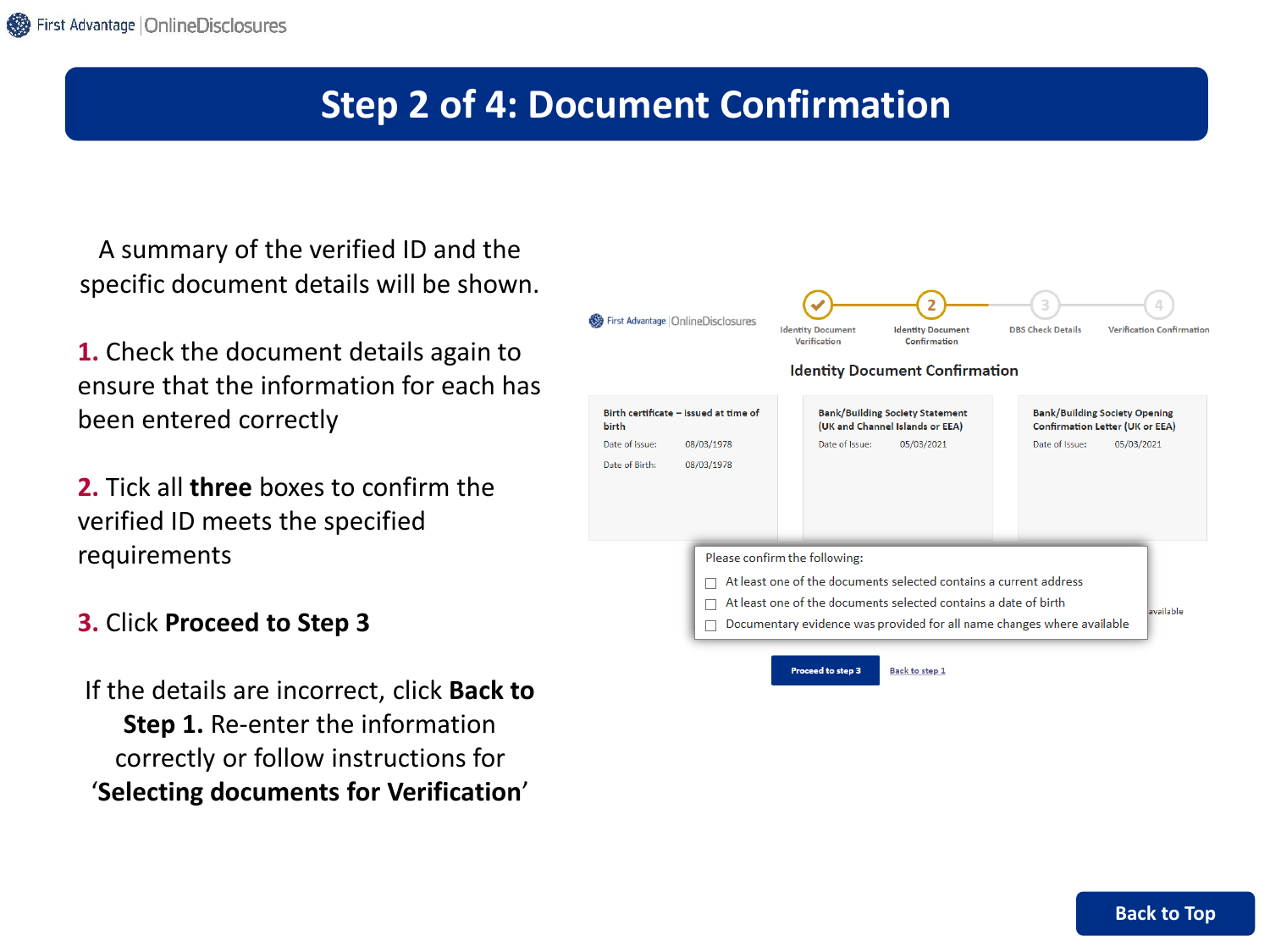# Step 2 of 4: Document Confirmation

A summary of the verified ID and the specific document details will be shown.

**1.** Check the document details again to ensure that the information for each has been entered correctly

**2.** Tick all **three** boxes to confirm the verified ID meets the specified requirements

**3.** Click **Proceed to Step 3**

If the details are incorrect, click **Back to Step 1.** Re-enter the information correctly or follow instructions for '**Selecting documents for Verification**'

Identity Document Verification | Identity Document Confirmation | DBS Check Details | Verification Confirmation

## Identity Document Confirmation

| Birth certificate – issued at time of birth | Bank/Building Society Statement (UK and Channel Islands or EEA) | Bank/Building Society Opening Confirmation Letter (UK or EEA) |
|---|---|---|
| Date of Issue: 08/03/1978 | Date of Issue: 05/03/2021 | Date of Issue: 05/03/2021 |
| Date of Birth: 08/03/1978 | | |

Please confirm the following:

- [ ] At least one of the documents selected contains a current address
- [ ] At least one of the documents selected contains a date of birth
- [ ] Documentary evidence was provided for all name changes where available

Proceed to step 3 | Back to step 1

Back to Top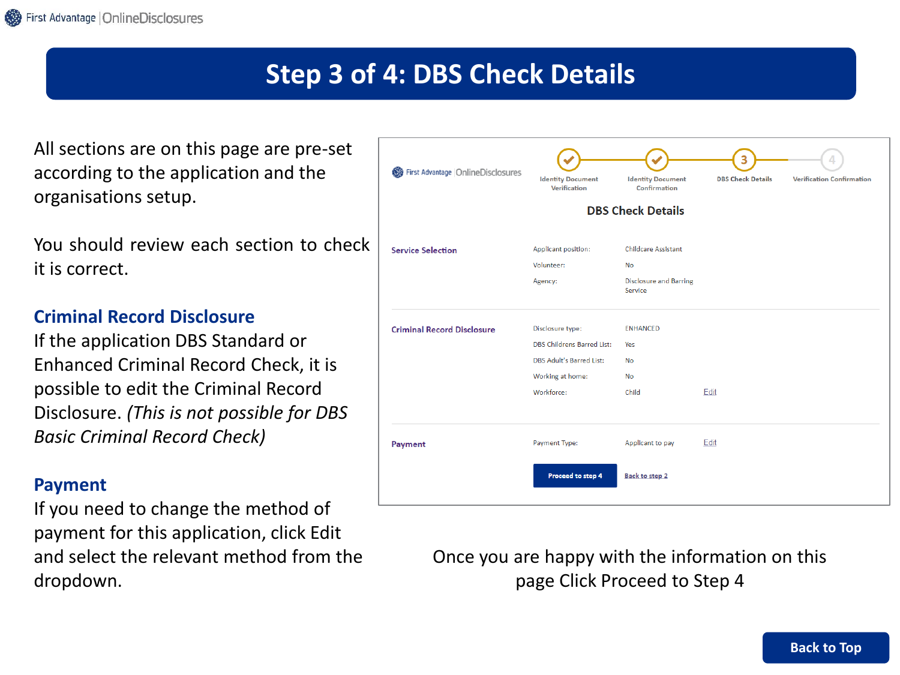# Step 3 of 4: DBS Check Details

All sections are on this page are pre-set according to the application and the organisations setup.

You should review each section to check it is correct.

## Criminal Record Disclosure

If the application DBS Standard or Enhanced Criminal Record Check, it is possible to edit the Criminal Record Disclosure. *(This is not possible for DBS Basic Criminal Record Check)*

## Payment

If you need to change the method of payment for this application, click Edit and select the relevant method from the dropdown.

First Advantage | OnlineDisclosures

Identity Document Verification — Identity Document Confirmation — 3 DBS Check Details — 4 Verification Confirmation

### DBS Check Details

| | | | |
|---|---|---|---|
| **Service Selection** | Applicant position: | Childcare Assistant | |
| | Volunteer: | No | |
| | Agency: | Disclosure and Barring Service | |
| **Criminal Record Disclosure** | Disclosure type: | ENHANCED | |
| | DBS Childrens Barred List: | Yes | |
| | DBS Adult's Barred List: | No | |
| | Working at home: | No | |
| | Workforce: | Child | Edit |
| **Payment** | Payment Type: | Applicant to pay | Edit |

Proceed to step 4 | Back to step 2

Once you are happy with the information on this page Click Proceed to Step 4

Back to Top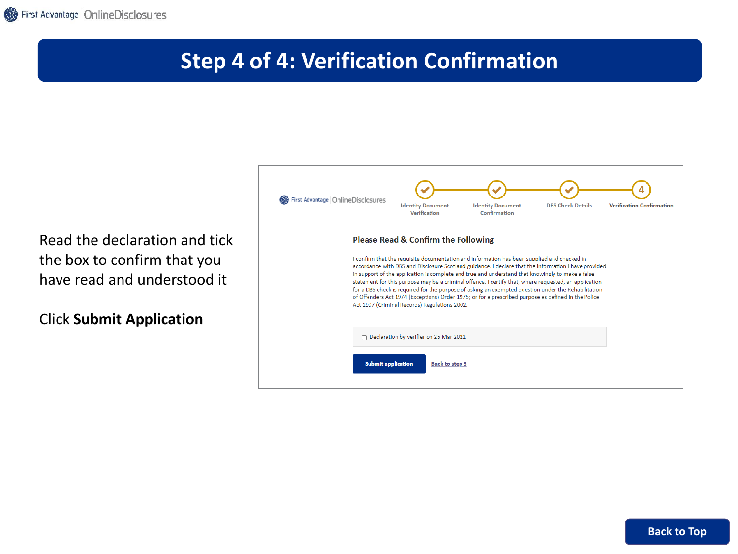# Step 4 of 4: Verification Confirmation

Read the declaration and tick the box to confirm that you have read and understood it

Click **Submit Application**

First Advantage | OnlineDisclosures

Identity Document Verification | Identity Document Confirmation | DBS Check Details | Verification Confirmation

## Please Read & Confirm the Following

I confirm that the requisite documentation and information has been supplied and checked in accordance with DBS and Disclosure Scotland guidance. I declare that the information I have provided in support of the application is complete and true and understand that knowingly to make a false statement for this purpose may be a criminal offence. I certify that, where requested, an application for a DBS check is required for the purpose of asking an exempted question under the Rehabilitation of Offenders Act 1974 (Exceptions) Order 1975; or for a prescribed purpose as defined in the Police Act 1997 (Criminal Records) Regulations 2002.

☐ Declaration by verifier on 25 Mar 2021

Submit application | Back to step 3

Back to Top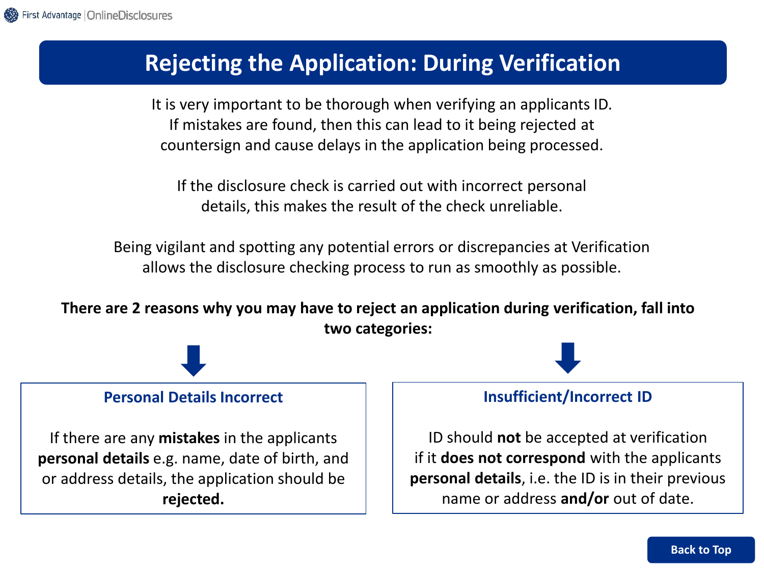# Rejecting the Application: During Verification

It is very important to be thorough when verifying an applicants ID. If mistakes are found, then this can lead to it being rejected at countersign and cause delays in the application being processed.

If the disclosure check is carried out with incorrect personal details, this makes the result of the check unreliable.

Being vigilant and spotting any potential errors or discrepancies at Verification allows the disclosure checking process to run as smoothly as possible.

**There are 2 reasons why you may have to reject an application during verification, fall into two categories:**

### Personal Details Incorrect

If there are any **mistakes** in the applicants **personal details** e.g. name, date of birth, and or address details, the application should be **rejected.**

### Insufficient/Incorrect ID

ID should **not** be accepted at verification if it **does not correspond** with the applicants **personal details**, i.e. the ID is in their previous name or address **and/or** out of date.

Back to Top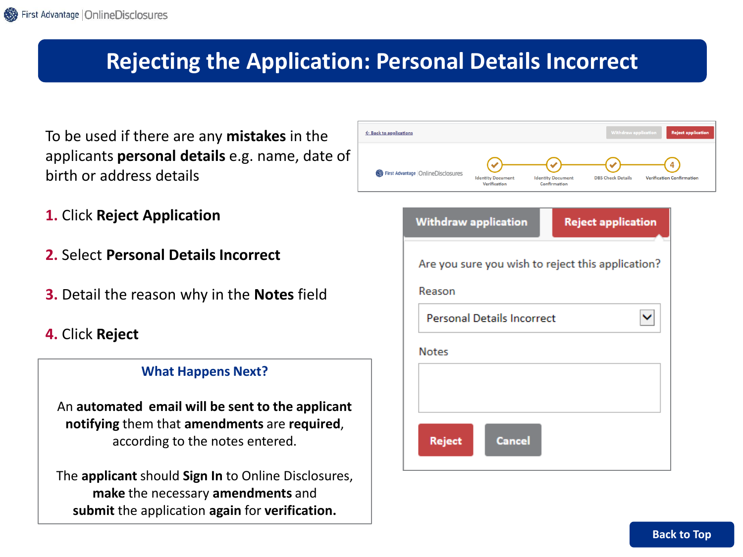# Rejecting the Application: Personal Details Incorrect

To be used if there are any **mistakes** in the applicants **personal details** e.g. name, date of birth or address details

1. Click **Reject Application**
2. Select **Personal Details Incorrect**
3. Detail the reason why in the **Notes** field
4. Click **Reject**

### What Happens Next?

An **automated email will be sent to the applicant notifying** them that **amendments** are **required**, according to the notes entered.

The **applicant** should **Sign In** to Online Disclosures, **make** the necessary **amendments** and **submit** the application **again** for **verification.**

← Back to applications | Withdraw application | Reject application

First Advantage | OnlineDisclosures

Identity Document Verification — Identity Document Confirmation — DBS Check Details — 4 Verification Confirmation

Withdraw application | Reject application

Are you sure you wish to reject this application?

Reason

Personal Details Incorrect

Notes

Reject | Cancel

Back to Top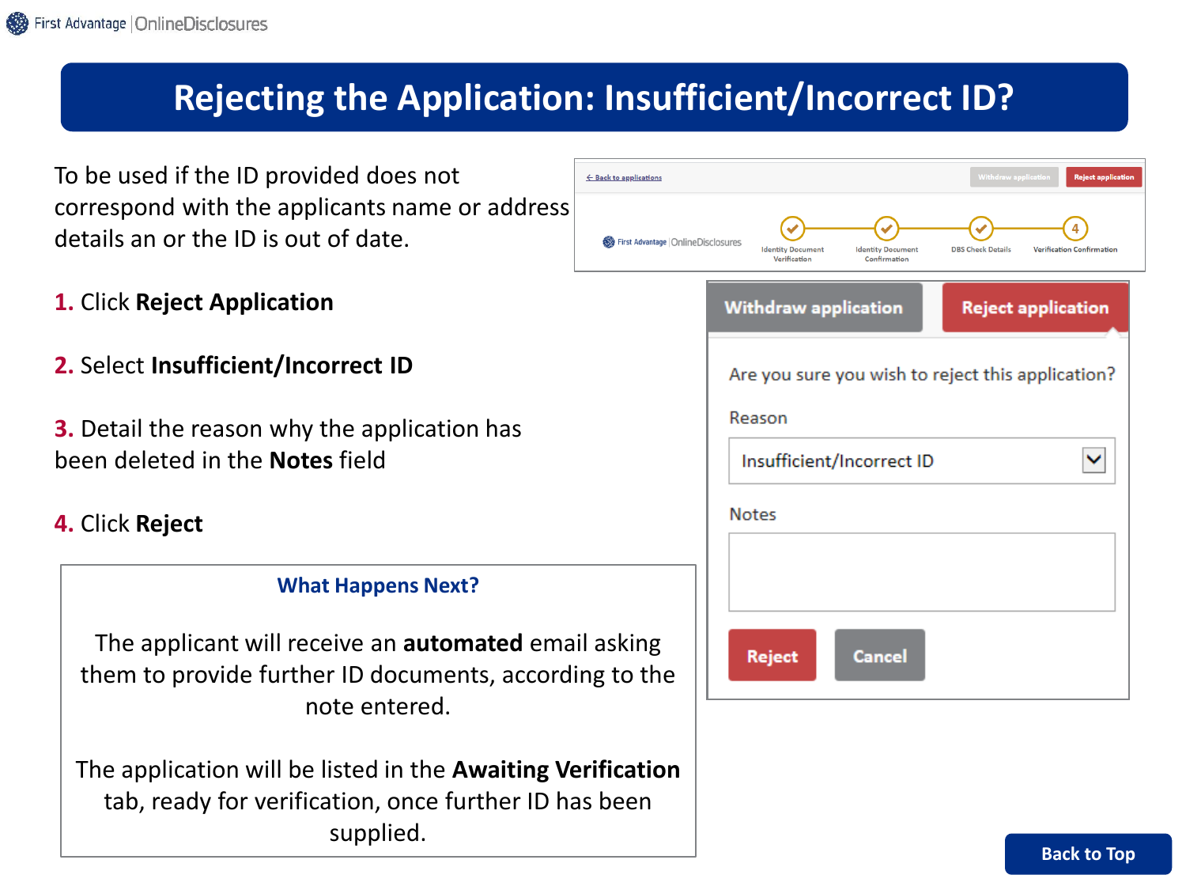# Rejecting the Application: Insufficient/Incorrect ID?

To be used if the ID provided does not correspond with the applicants name or address details an or the ID is out of date.

**1.** Click **Reject Application**

**2.** Select **Insufficient/Incorrect ID**

**3.** Detail the reason why the application has been deleted in the **Notes** field

**4.** Click **Reject**

### What Happens Next?

The applicant will receive an **automated** email asking them to provide further ID documents, according to the note entered.

The application will be listed in the **Awaiting Verification** tab, ready for verification, once further ID has been supplied.

Withdraw application | Reject application

Are you sure you wish to reject this application?

Reason

Insufficient/Incorrect ID

Notes

Reject | Cancel

Back to Top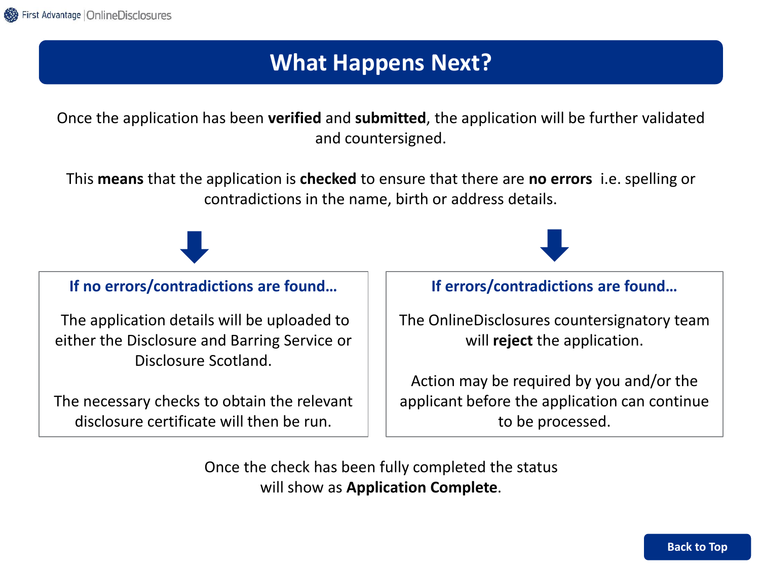# What Happens Next?

Once the application has been **verified** and **submitted**, the application will be further validated and countersigned.

This **means** that the application is **checked** to ensure that there are **no errors** i.e. spelling or contradictions in the name, birth or address details.

### If no errors/contradictions are found…

The application details will be uploaded to either the Disclosure and Barring Service or Disclosure Scotland.

The necessary checks to obtain the relevant disclosure certificate will then be run.

### If errors/contradictions are found…

The OnlineDisclosures countersignatory team will **reject** the application.

Action may be required by you and/or the applicant before the application can continue to be processed.

Once the check has been fully completed the status will show as **Application Complete**.

Back to Top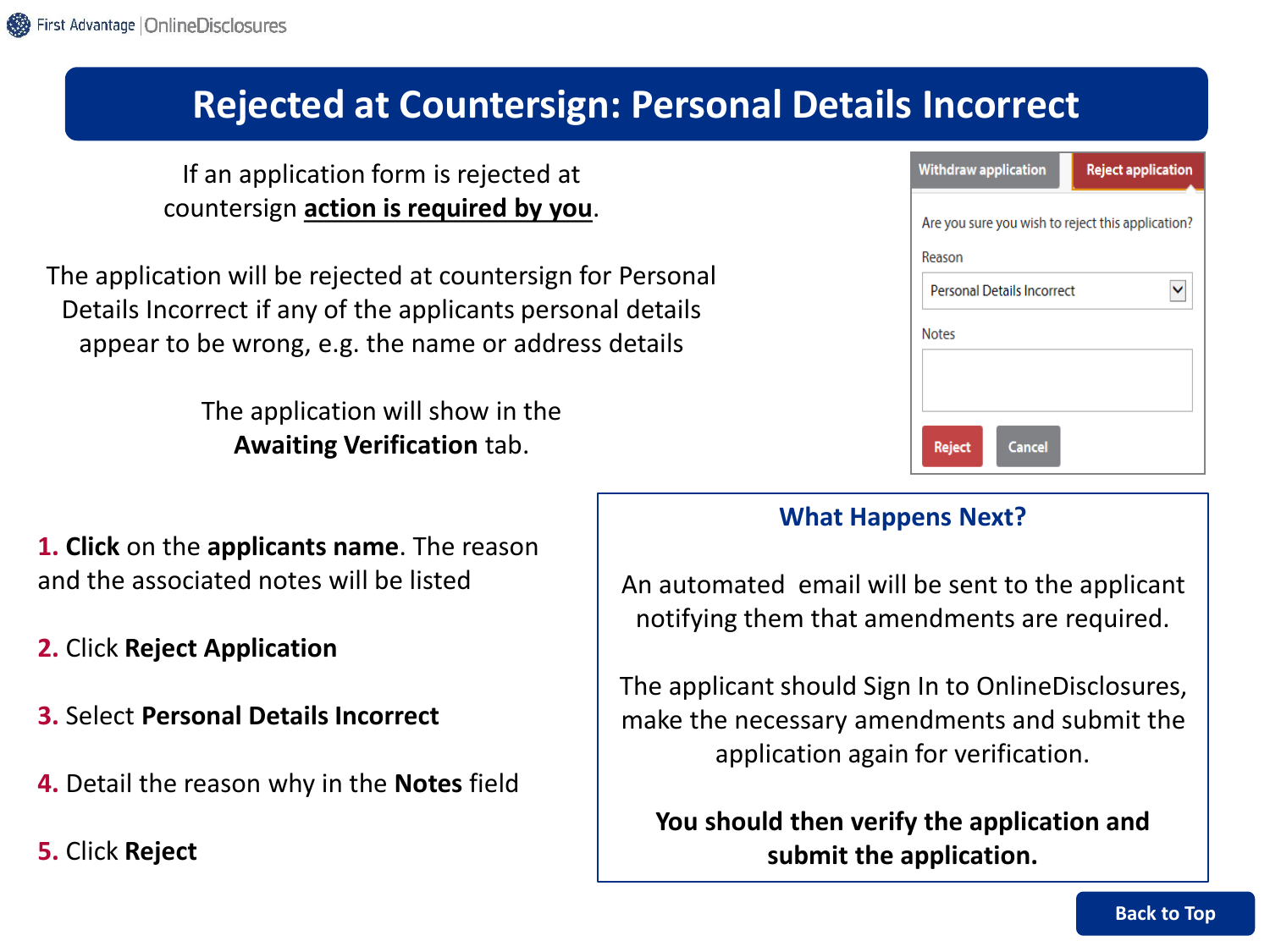# Rejected at Countersign: Personal Details Incorrect

If an application form is rejected at countersign **action is required by you**.

The application will be rejected at countersign for Personal Details Incorrect if any of the applicants personal details appear to be wrong, e.g. the name or address details

The application will show in the **Awaiting Verification** tab.

Withdraw application | Reject application

Are you sure you wish to reject this application?

Reason

Personal Details Incorrect

Notes

Reject | Cancel

1. **Click** on the **applicants name**. The reason and the associated notes will be listed
2. Click **Reject Application**
3. Select **Personal Details Incorrect**
4. Detail the reason why in the **Notes** field
5. Click **Reject**

## What Happens Next?

An automated email will be sent to the applicant notifying them that amendments are required.

The applicant should Sign In to OnlineDisclosures, make the necessary amendments and submit the application again for verification.

**You should then verify the application and submit the application.**

Back to Top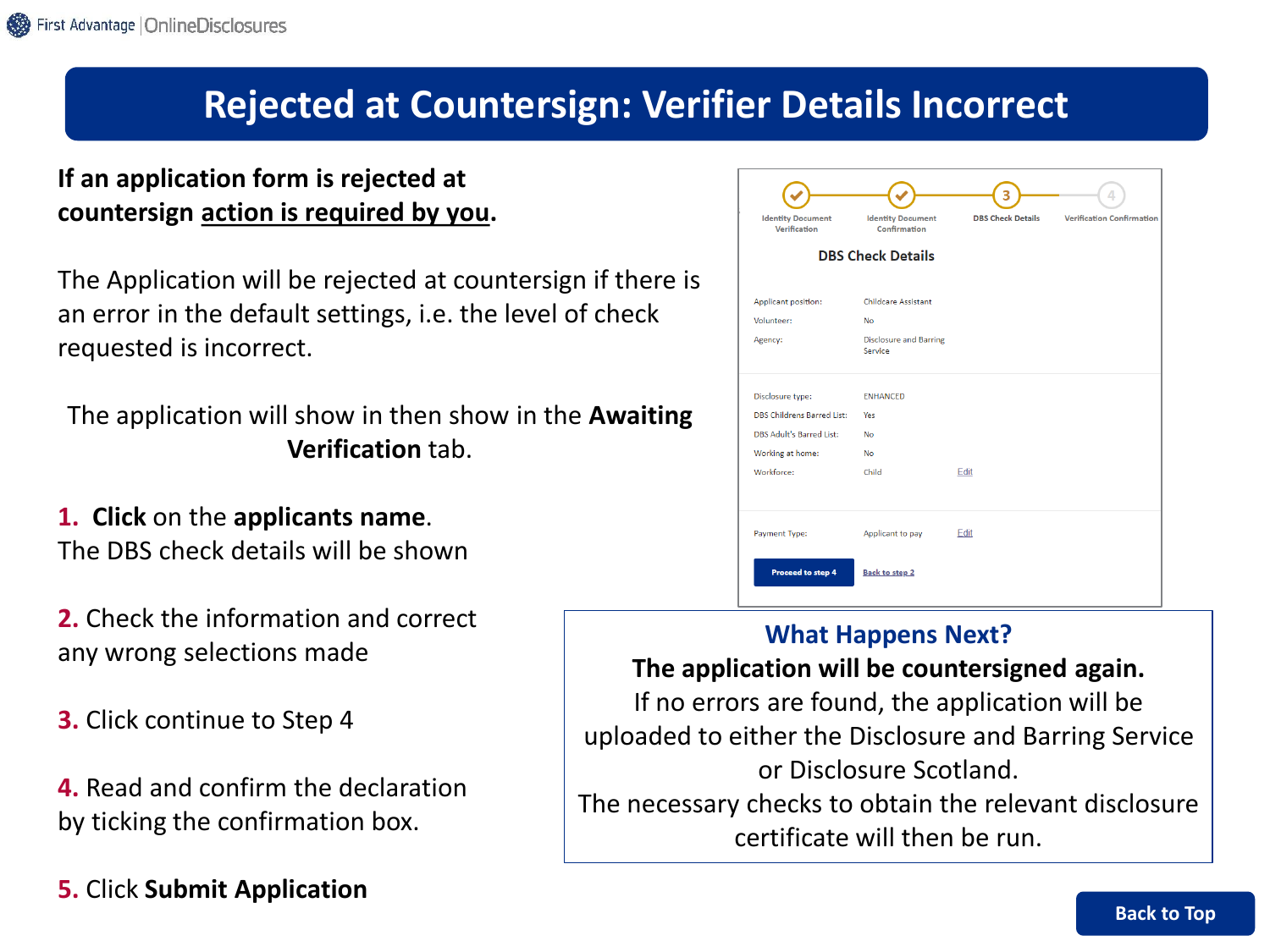# Rejected at Countersign: Verifier Details Incorrect

**If an application form is rejected at countersign action is required by you.**

The Application will be rejected at countersign if there is an error in the default settings, i.e. the level of check requested is incorrect.

The application will show in then show in the **Awaiting Verification** tab.

1. **Click** on the **applicants name**.
   The DBS check details will be shown
2. Check the information and correct any wrong selections made
3. Click continue to Step 4
4. Read and confirm the declaration by ticking the confirmation box.
5. Click **Submit Application**

Identity Document Verification — Identity Document Confirmation — 3 DBS Check Details — 4 Verification Confirmation

**DBS Check Details**

| | | |
|---|---|---|
| Applicant position: | Childcare Assistant | |
| Volunteer: | No | |
| Agency: | Disclosure and Barring Service | |
| Disclosure type: | ENHANCED | |
| DBS Childrens Barred List: | Yes | |
| DBS Adult's Barred List: | No | |
| Working at home: | No | |
| Workforce: | Child | Edit |
| Payment Type: | Applicant to pay | Edit |

Proceed to step 4 | Back to step 2

### What Happens Next?

**The application will be countersigned again.**

If no errors are found, the application will be uploaded to either the Disclosure and Barring Service or Disclosure Scotland.

The necessary checks to obtain the relevant disclosure certificate will then be run.

Back to Top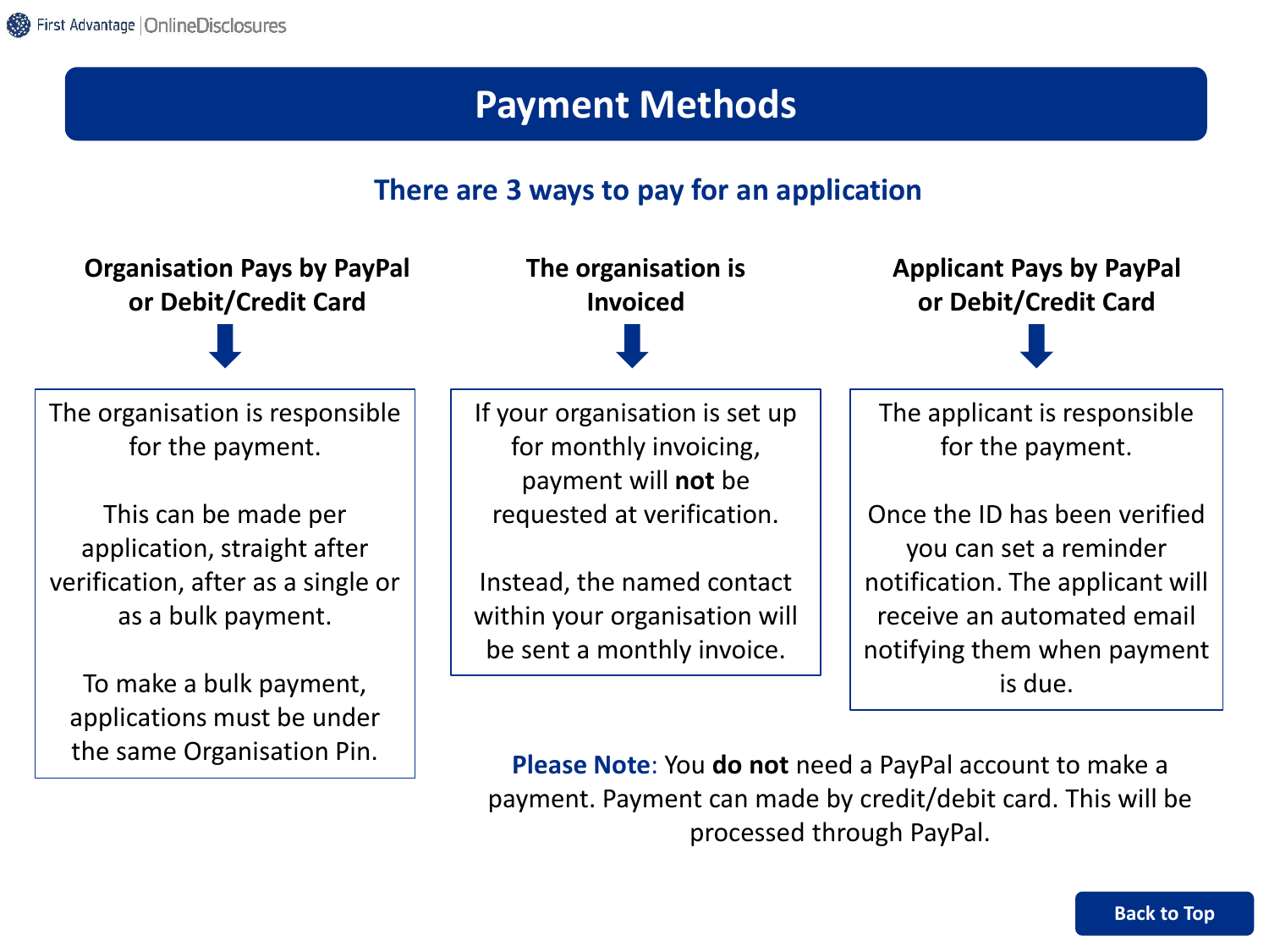# Payment Methods

## There are 3 ways to pay for an application

### Organisation Pays by PayPal or Debit/Credit Card

The organisation is responsible for the payment.

This can be made per application, straight after verification, after as a single or as a bulk payment.

To make a bulk payment, applications must be under the same Organisation Pin.

### The organisation is Invoiced

If your organisation is set up for monthly invoicing, payment will **not** be requested at verification.

Instead, the named contact within your organisation will be sent a monthly invoice.

### Applicant Pays by PayPal or Debit/Credit Card

The applicant is responsible for the payment.

Once the ID has been verified you can set a reminder notification. The applicant will receive an automated email notifying them when payment is due.

**Please Note**: You **do not** need a PayPal account to make a payment. Payment can made by credit/debit card. This will be processed through PayPal.

Back to Top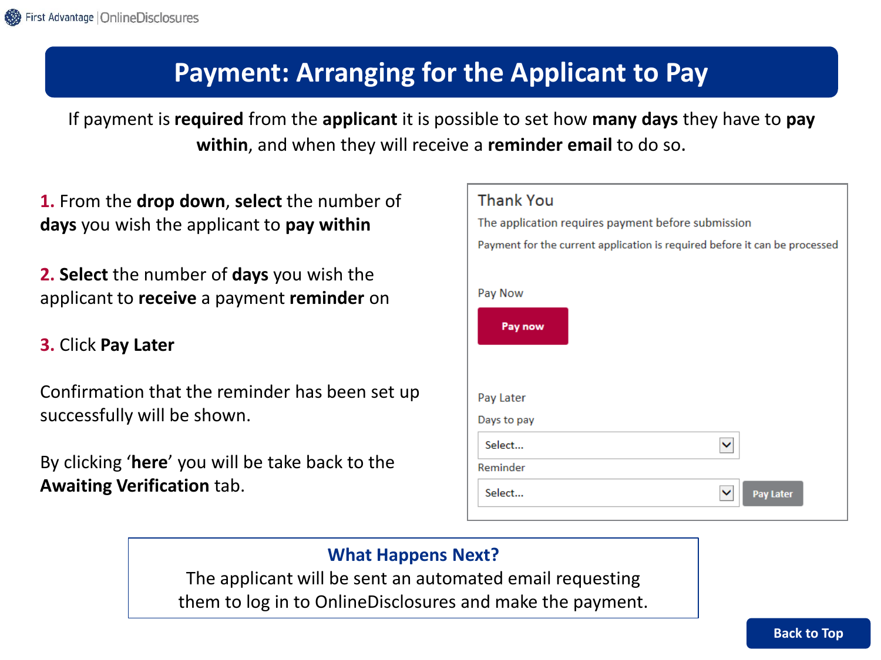# Payment: Arranging for the Applicant to Pay

If payment is **required** from the **applicant** it is possible to set how **many days** they have to **pay within**, and when they will receive a **reminder email** to do so.

1. From the **drop down**, **select** the number of **days** you wish the applicant to **pay within**

2. **Select** the number of **days** you wish the applicant to **receive** a payment **reminder** on

3. Click **Pay Later**

Confirmation that the reminder has been set up successfully will be shown.

By clicking '**here**' you will be take back to the **Awaiting Verification** tab.

Thank You

The application requires payment before submission

Payment for the current application is required before it can be processed

Pay Now

Pay now

Pay Later

Days to pay

Select...

Reminder

Select...

Pay Later

**What Happens Next?**

The applicant will be sent an automated email requesting them to log in to OnlineDisclosures and make the payment.

Back to Top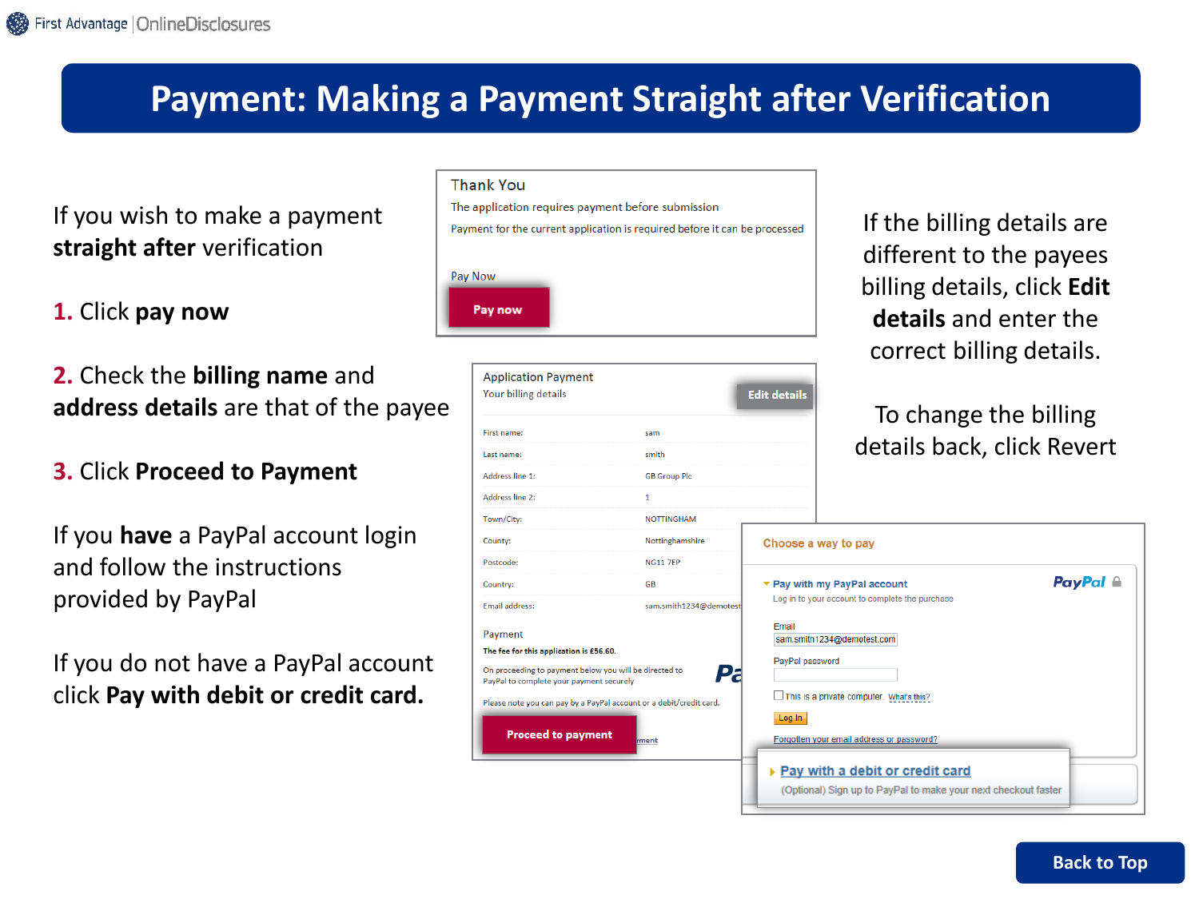# Payment: Making a Payment Straight after Verification

If you wish to make a payment **straight after** verification

1. Click **pay now**

2. Check the **billing name** and **address details** are that of the payee

3. Click **Proceed to Payment**

If you **have** a PayPal account login and follow the instructions provided by PayPal

If you do not have a PayPal account click **Pay with debit or credit card.**

Thank You

The application requires payment before submission

Payment for the current application is required before it can be processed

Pay Now

Pay now

Application Payment

Your billing details

Edit details

| | |
|---|---|
| First name: | sam |
| Last name: | smith |
| Address line 1: | GB Group Plc |
| Address line 2: | 1 |
| Town/City: | NOTTINGHAM |
| County: | Nottinghamshire |
| Postcode: | NG11 7EP |
| Country: | GB |
| Email address: | sam.smith1234@demotest |

Payment

The fee for this application is £56.60.

On proceeding to payment below you will be directed to PayPal to complete your payment securely

Please note you can pay by a PayPal account or a debit/credit card.

Proceed to payment

Choose a way to pay

Pay with my PayPal account

Log in to your account to complete the purchase

PayPal

Email

sam.smith1234@demotest.com

PayPal password

This is a private computer. What's this?

Log In

Forgotten your email address or password?

Pay with a debit or credit card

(Optional) Sign up to PayPal to make your next checkout faster

If the billing details are different to the payees billing details, click **Edit details** and enter the correct billing details.

To change the billing details back, click Revert

Back to Top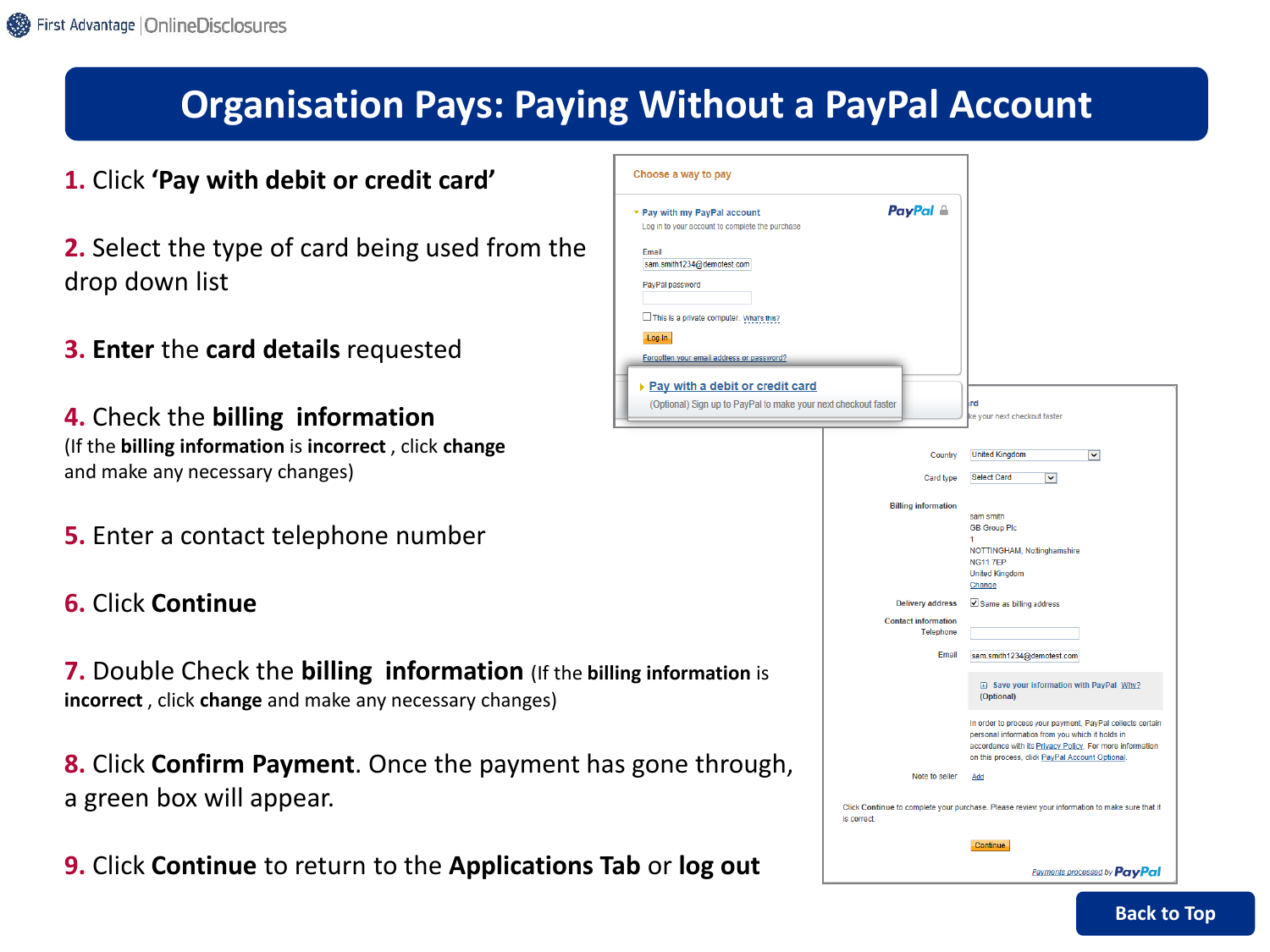# Organisation Pays: Paying Without a PayPal Account

1. Click **'Pay with debit or credit card'**

2. Select the type of card being used from the drop down list

3. **Enter** the **card details** requested

4. Check the **billing information**
(If the **billing information** is **incorrect** , click **change** and make any necessary changes)

5. Enter a contact telephone number

6. Click **Continue**

7. Double Check the **billing information** (If the **billing information** is **incorrect** , click **change** and make any necessary changes)

8. Click **Confirm Payment**. Once the payment has gone through, a green box will appear.

9. Click **Continue** to return to the **Applications Tab** or **log out**

Back to Top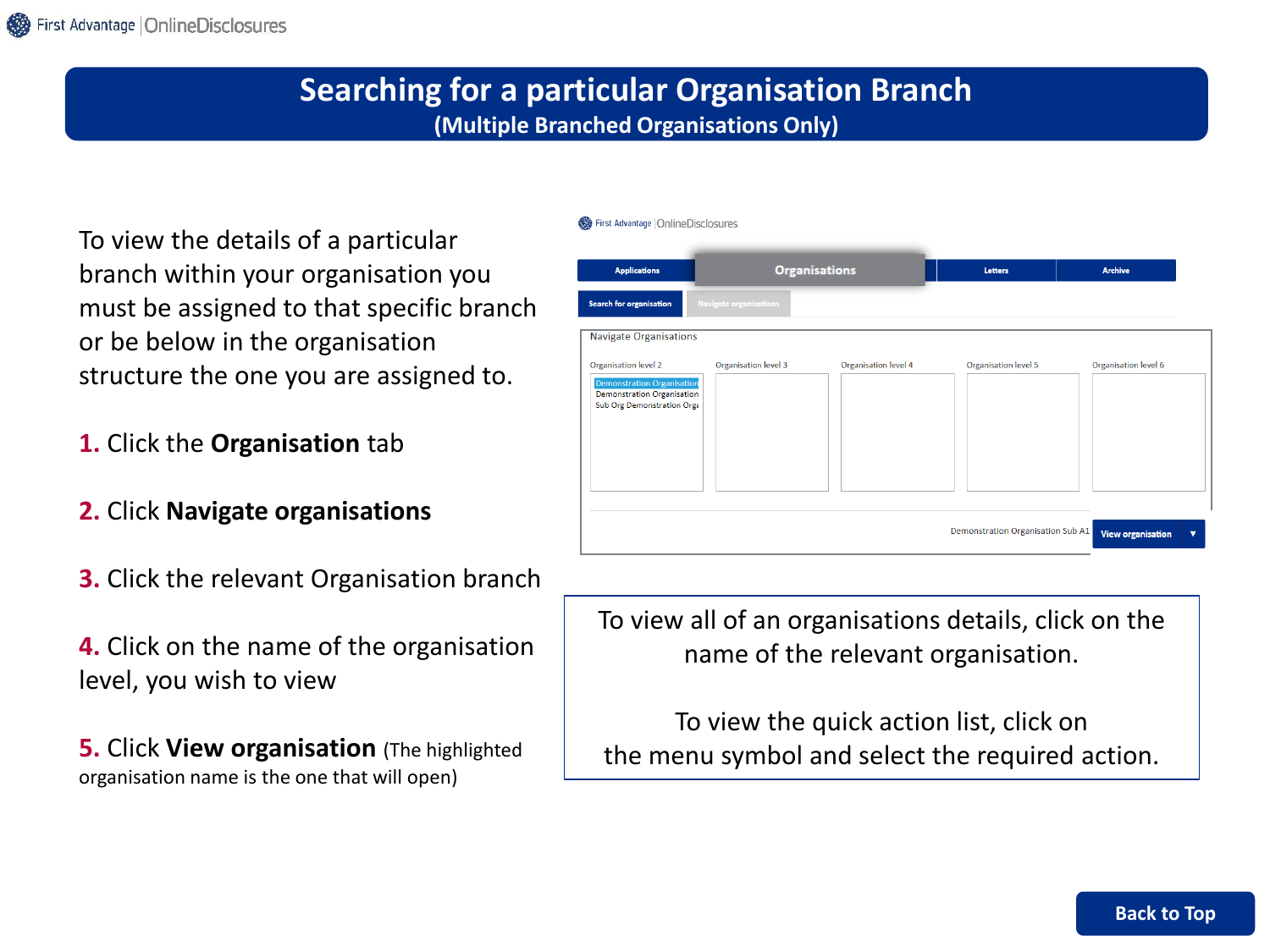# Searching for a particular Organisation Branch

## (Multiple Branched Organisations Only)

To view the details of a particular branch within your organisation you must be assigned to that specific branch or be below in the organisation structure the one you are assigned to.

**1.** Click the **Organisation** tab

**2.** Click **Navigate organisations**

**3.** Click the relevant Organisation branch

**4.** Click on the name of the organisation level, you wish to view

**5.** Click **View organisation** (The highlighted organisation name is the one that will open)

To view all of an organisations details, click on the name of the relevant organisation.

To view the quick action list, click on the menu symbol and select the required action.

Back to Top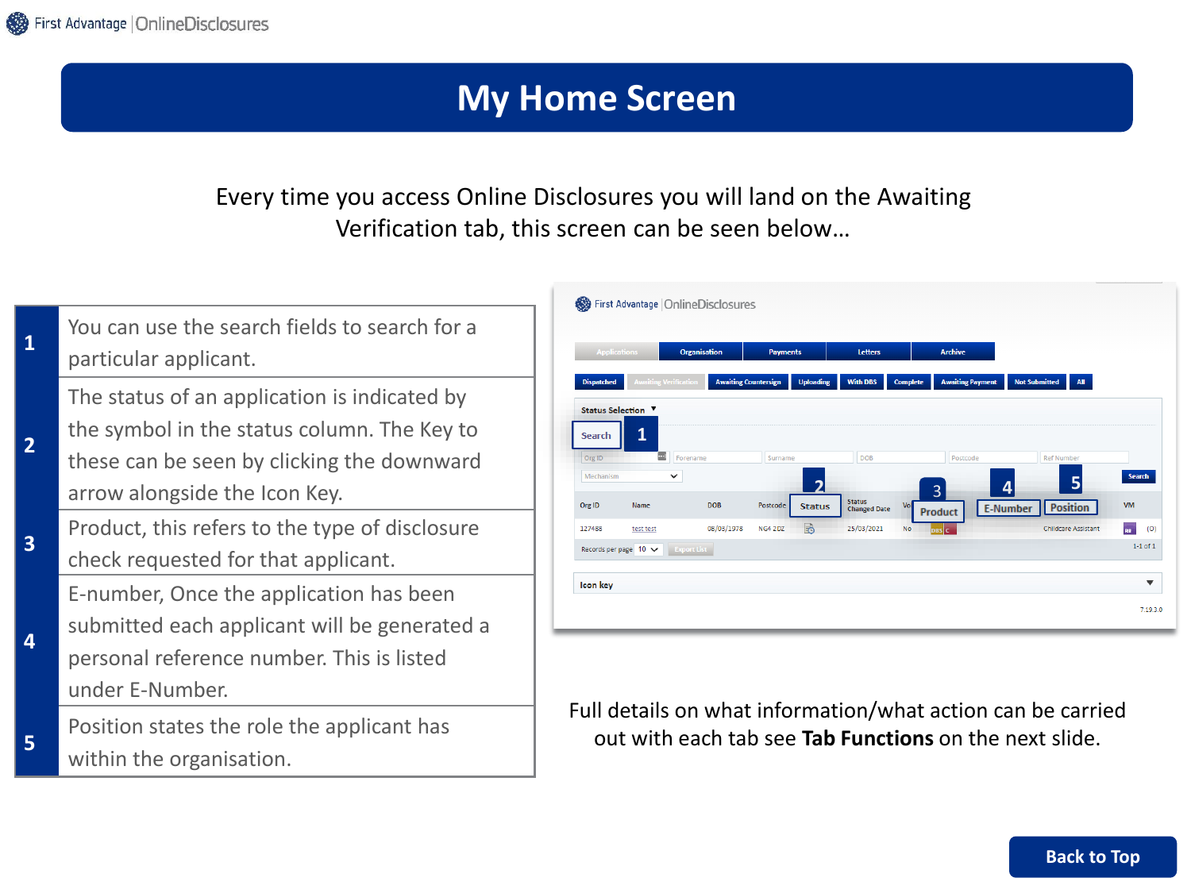# My Home Screen

Every time you access Online Disclosures you will land on the Awaiting Verification tab, this screen can be seen below…

| | |
|---|---|
| 1 | You can use the search fields to search for a particular applicant. |
| 2 | The status of an application is indicated by the symbol in the status column. The Key to these can be seen by clicking the downward arrow alongside the Icon Key. |
| 3 | Product, this refers to the type of disclosure check requested for that applicant. |
| 4 | E-number, Once the application has been submitted each applicant will be generated a personal reference number. This is listed under E-Number. |
| 5 | Position states the role the applicant has within the organisation. |

Full details on what information/what action can be carried out with each tab see **Tab Functions** on the next slide.

Back to Top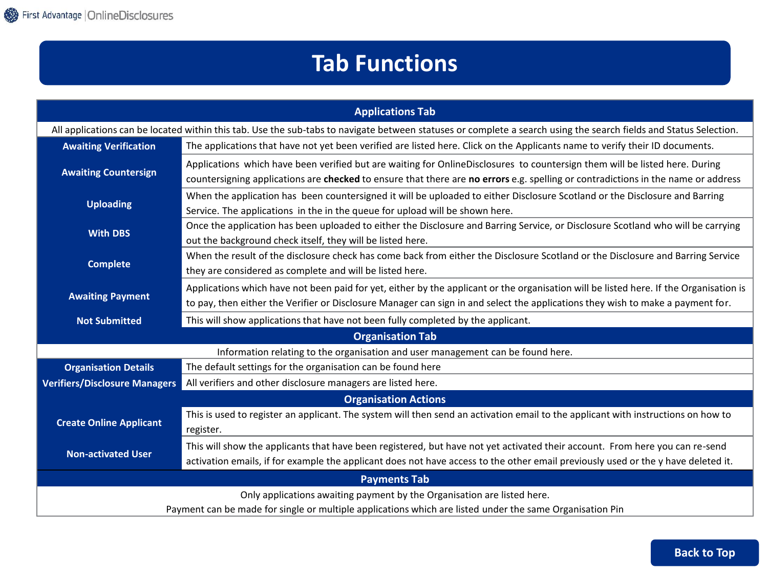# Tab Functions

| Applications Tab | |
|---|---|
| All applications can be located within this tab. Use the sub-tabs to navigate between statuses or complete a search using the search fields and Status Selection. | |
| **Awaiting Verification** | The applications that have not yet been verified are listed here. Click on the Applicants name to verify their ID documents. |
| **Awaiting Countersign** | Applications which have been verified but are waiting for OnlineDisclosures to countersign them will be listed here. During countersigning applications are **checked** to ensure that there are **no errors** e.g. spelling or contradictions in the name or address |
| **Uploading** | When the application has been countersigned it will be uploaded to either Disclosure Scotland or the Disclosure and Barring Service. The applications in the in the queue for upload will be shown here. |
| **With DBS** | Once the application has been uploaded to either the Disclosure and Barring Service, or Disclosure Scotland who will be carrying out the background check itself, they will be listed here. |
| **Complete** | When the result of the disclosure check has come back from either the Disclosure Scotland or the Disclosure and Barring Service they are considered as complete and will be listed here. |
| **Awaiting Payment** | Applications which have not been paid for yet, either by the applicant or the organisation will be listed here. If the Organisation is to pay, then either the Verifier or Disclosure Manager can sign in and select the applications they wish to make a payment for. |
| **Not Submitted** | This will show applications that have not been fully completed by the applicant. |
| **Organisation Tab** | |
| Information relating to the organisation and user management can be found here. | |
| **Organisation Details** | The default settings for the organisation can be found here |
| **Verifiers/Disclosure Managers** | All verifiers and other disclosure managers are listed here. |
| **Organisation Actions** | |
| **Create Online Applicant** | This is used to register an applicant. The system will then send an activation email to the applicant with instructions on how to register. |
| **Non-activated User** | This will show the applicants that have been registered, but have not yet activated their account. From here you can re-send activation emails, if for example the applicant does not have access to the other email previously used or the y have deleted it. |
| **Payments Tab** | |
| Only applications awaiting payment by the Organisation are listed here. Payment can be made for single or multiple applications which are listed under the same Organisation Pin | |

Back to Top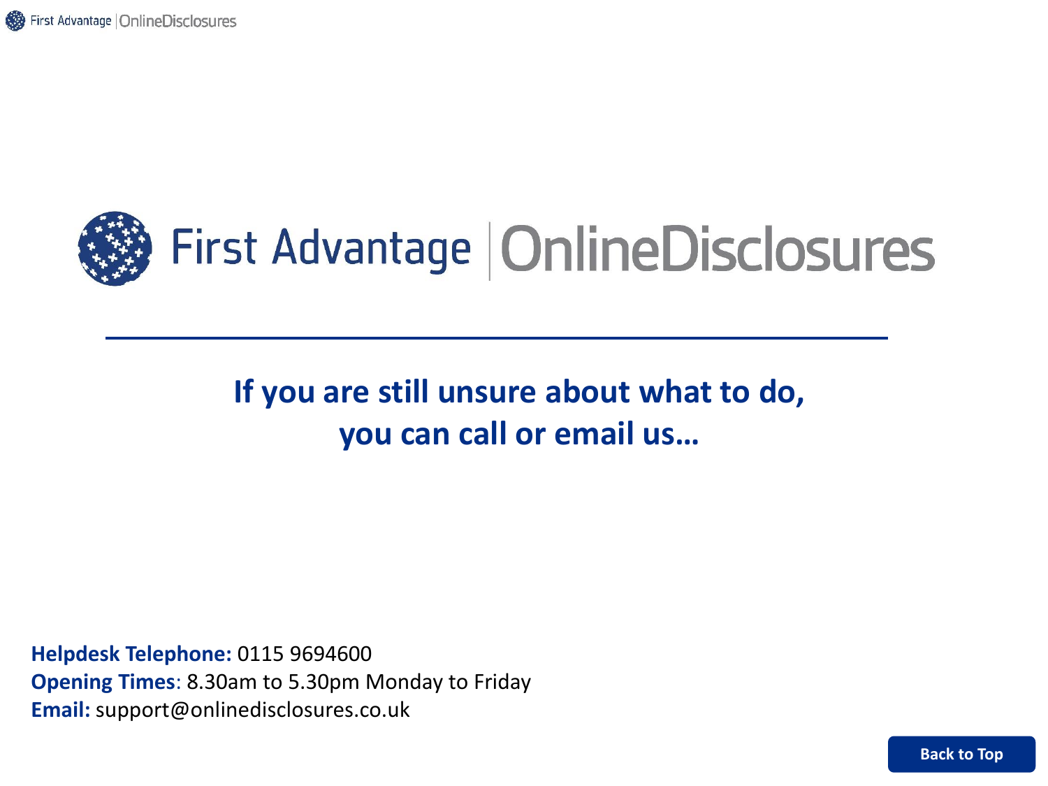First Advantage | OnlineDisclosures

**If you are still unsure about what to do, you can call or email us…**

**Helpdesk Telephone:** 0115 9694600
**Opening Times**: 8.30am to 5.30pm Monday to Friday
**Email:** support@onlinedisclosures.co.uk

Back to Top